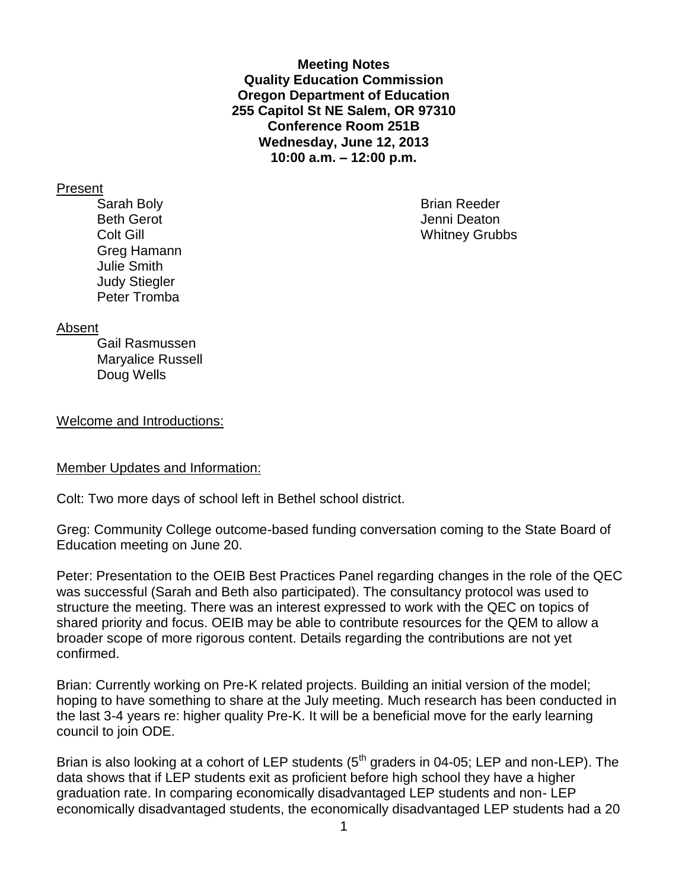**Meeting Notes**
**Quality Education Commission**
**Oregon Department of Education**
**255 Capitol St NE Salem, OR 97310**
**Conference Room 251B**
**Wednesday, June 12, 2013**
**10:00 a.m. – 12:00 p.m.**

Present

- Sarah Boly
- Beth Gerot
- Colt Gill
- Greg Hamann
- Julie Smith
- Judy Stiegler
- Peter Tromba
- Brian Reeder
- Jenni Deaton
- Whitney Grubbs

Absent

- Gail Rasmussen
- Maryalice Russell
- Doug Wells

Welcome and Introductions:

Member Updates and Information:

Colt: Two more days of school left in Bethel school district.

Greg: Community College outcome-based funding conversation coming to the State Board of Education meeting on June 20.

Peter: Presentation to the OEIB Best Practices Panel regarding changes in the role of the QEC was successful (Sarah and Beth also participated). The consultancy protocol was used to structure the meeting. There was an interest expressed to work with the QEC on topics of shared priority and focus. OEIB may be able to contribute resources for the QEM to allow a broader scope of more rigorous content. Details regarding the contributions are not yet confirmed.

Brian: Currently working on Pre-K related projects. Building an initial version of the model; hoping to have something to share at the July meeting. Much research has been conducted in the last 3-4 years re: higher quality Pre-K. It will be a beneficial move for the early learning council to join ODE.

Brian is also looking at a cohort of LEP students (5th graders in 04-05; LEP and non-LEP). The data shows that if LEP students exit as proficient before high school they have a higher graduation rate. In comparing economically disadvantaged LEP students and non- LEP economically disadvantaged students, the economically disadvantaged LEP students had a 20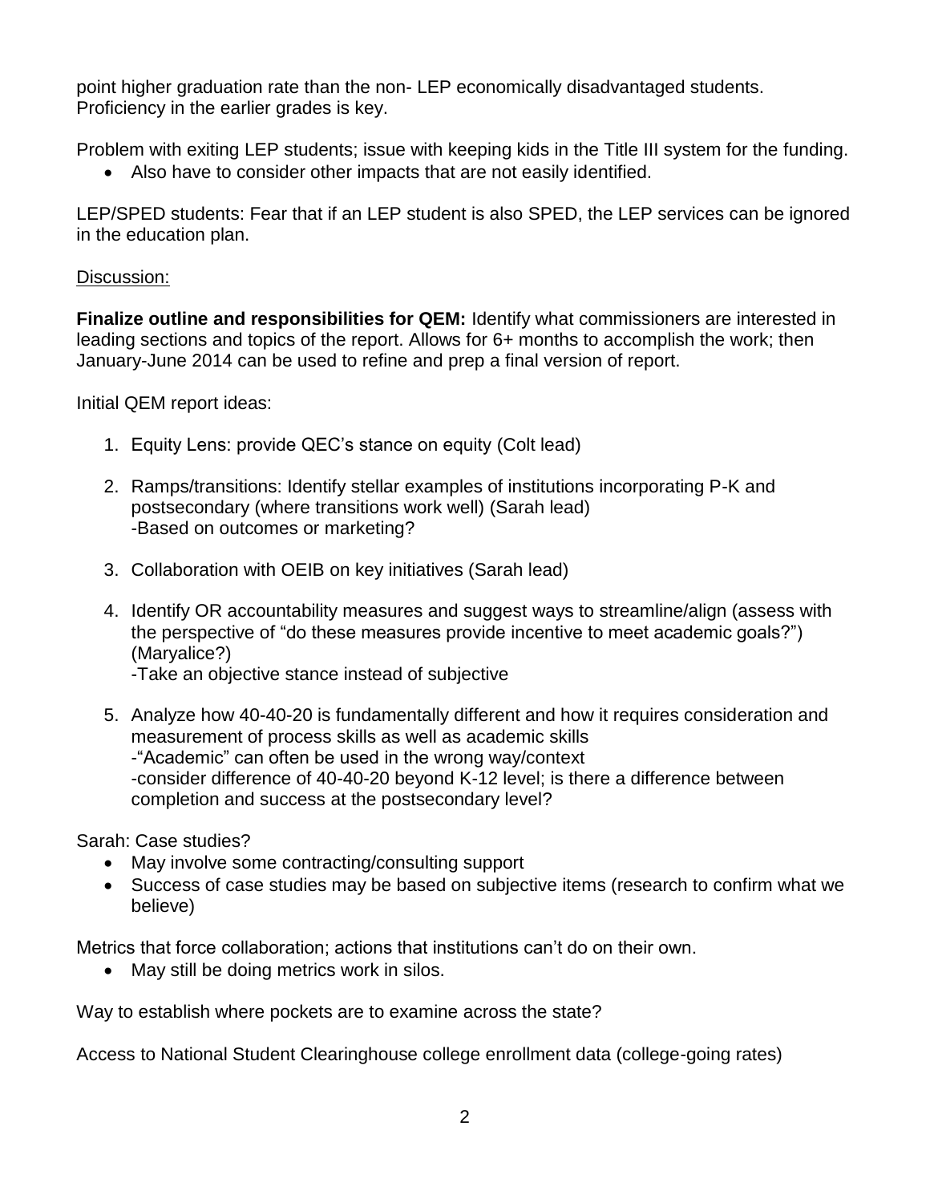point higher graduation rate than the non- LEP economically disadvantaged students. Proficiency in the earlier grades is key.

Problem with exiting LEP students; issue with keeping kids in the Title III system for the funding.

- Also have to consider other impacts that are not easily identified.

LEP/SPED students: Fear that if an LEP student is also SPED, the LEP services can be ignored in the education plan.

Discussion:

**Finalize outline and responsibilities for QEM:** Identify what commissioners are interested in leading sections and topics of the report. Allows for 6+ months to accomplish the work; then January-June 2014 can be used to refine and prep a final version of report.

Initial QEM report ideas:

1. Equity Lens: provide QEC's stance on equity (Colt lead)

2. Ramps/transitions: Identify stellar examples of institutions incorporating P-K and postsecondary (where transitions work well) (Sarah lead)
   -Based on outcomes or marketing?

3. Collaboration with OEIB on key initiatives (Sarah lead)

4. Identify OR accountability measures and suggest ways to streamline/align (assess with the perspective of "do these measures provide incentive to meet academic goals?") (Maryalice?)
   -Take an objective stance instead of subjective

5. Analyze how 40-40-20 is fundamentally different and how it requires consideration and measurement of process skills as well as academic skills
   -"Academic" can often be used in the wrong way/context
   -consider difference of 40-40-20 beyond K-12 level; is there a difference between completion and success at the postsecondary level?

Sarah: Case studies?

- May involve some contracting/consulting support
- Success of case studies may be based on subjective items (research to confirm what we believe)

Metrics that force collaboration; actions that institutions can't do on their own.

- May still be doing metrics work in silos.

Way to establish where pockets are to examine across the state?

Access to National Student Clearinghouse college enrollment data (college-going rates)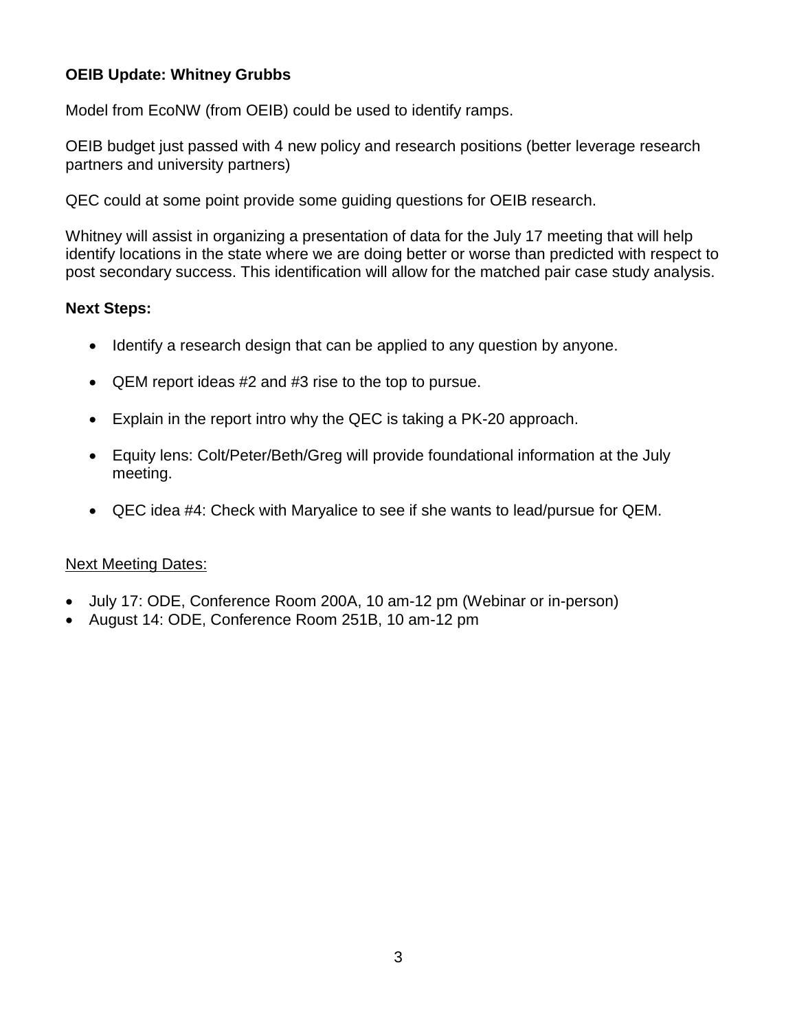**OEIB Update: Whitney Grubbs**

Model from EcoNW (from OEIB) could be used to identify ramps.

OEIB budget just passed with 4 new policy and research positions (better leverage research partners and university partners)

QEC could at some point provide some guiding questions for OEIB research.

Whitney will assist in organizing a presentation of data for the July 17 meeting that will help identify locations in the state where we are doing better or worse than predicted with respect to post secondary success. This identification will allow for the matched pair case study analysis.

**Next Steps:**

- Identify a research design that can be applied to any question by anyone.
- QEM report ideas #2 and #3 rise to the top to pursue.
- Explain in the report intro why the QEC is taking a PK-20 approach.
- Equity lens: Colt/Peter/Beth/Greg will provide foundational information at the July meeting.
- QEC idea #4: Check with Maryalice to see if she wants to lead/pursue for QEM.

<u>Next Meeting Dates:</u>

- July 17: ODE, Conference Room 200A, 10 am-12 pm (Webinar or in-person)
- August 14: ODE, Conference Room 251B, 10 am-12 pm